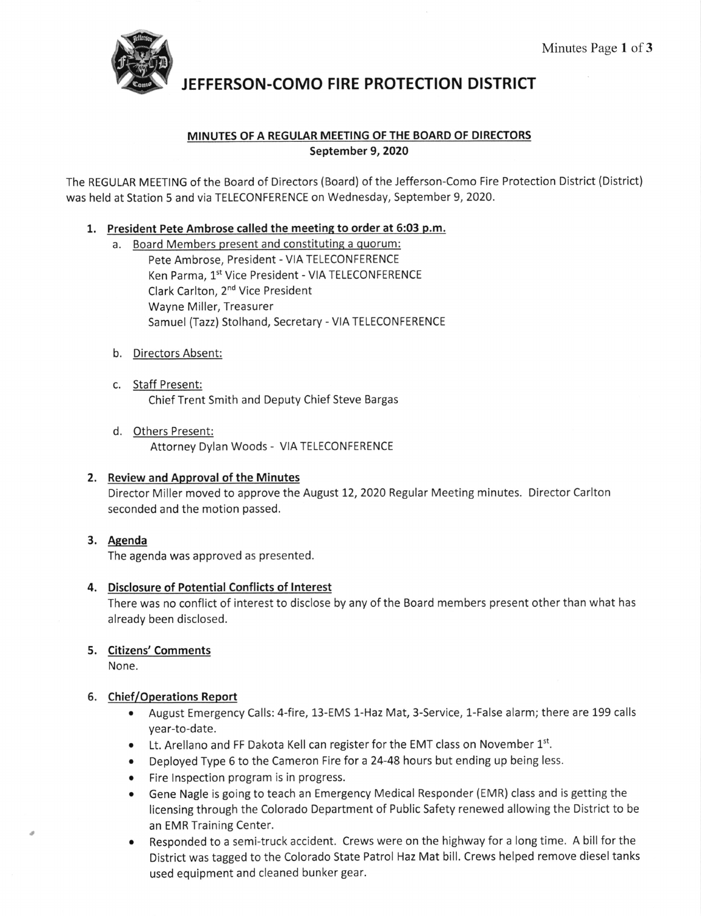# JEFFERSON-COMO FIRE PROTECTION DISTRICT

## MINUTES OF A REGULAR MEETING OF THE BOARD OF DIRECTORS
**September 9, 2020**

The REGULAR MEETING of the Board of Directors (Board) of the Jefferson-Como Fire Protection District (District) was held at Station 5 and via TELECONFERENCE on Wednesday, September 9, 2020.

1. **President Pete Ambrose called the meeting to order at 6:03 p.m.**
   a. Board Members present and constituting a quorum:
      Pete Ambrose, President - VIA TELECONFERENCE
      Ken Parma, 1st Vice President - VIA TELECONFERENCE
      Clark Carlton, 2nd Vice President
      Wayne Miller, Treasurer
      Samuel (Tazz) Stolhand, Secretary - VIA TELECONFERENCE

   b. Directors Absent:

   c. Staff Present:
      Chief Trent Smith and Deputy Chief Steve Bargas

   d. Others Present:
      Attorney Dylan Woods - VIA TELECONFERENCE

2. **Review and Approval of the Minutes**
   Director Miller moved to approve the August 12, 2020 Regular Meeting minutes. Director Carlton seconded and the motion passed.

3. **Agenda**
   The agenda was approved as presented.

4. **Disclosure of Potential Conflicts of Interest**
   There was no conflict of interest to disclose by any of the Board members present other than what has already been disclosed.

5. **Citizens' Comments**
   None.

6. **Chief/Operations Report**
   - August Emergency Calls: 4-fire, 13-EMS 1-Haz Mat, 3-Service, 1-False alarm; there are 199 calls year-to-date.
   - Lt. Arellano and FF Dakota Kell can register for the EMT class on November 1st.
   - Deployed Type 6 to the Cameron Fire for a 24-48 hours but ending up being less.
   - Fire Inspection program is in progress.
   - Gene Nagle is going to teach an Emergency Medical Responder (EMR) class and is getting the licensing through the Colorado Department of Public Safety renewed allowing the District to be an EMR Training Center.
   - Responded to a semi-truck accident. Crews were on the highway for a long time. A bill for the District was tagged to the Colorado State Patrol Haz Mat bill. Crews helped remove diesel tanks used equipment and cleaned bunker gear.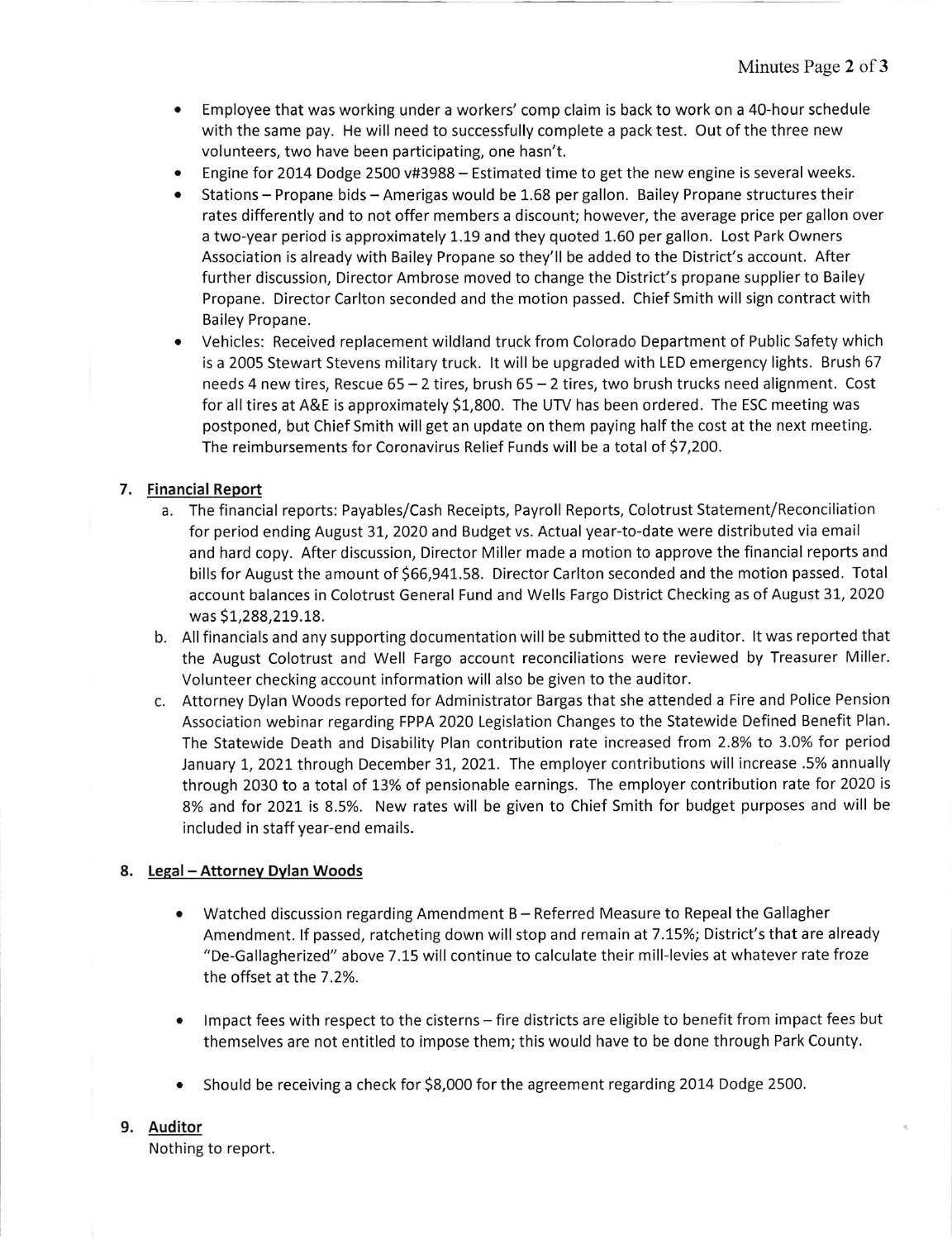- Employee that was working under a workers' comp claim is back to work on a 40-hour schedule with the same pay. He will need to successfully complete a pack test. Out of the three new volunteers, two have been participating, one hasn't.
- Engine for 2014 Dodge 2500 v#3988 – Estimated time to get the new engine is several weeks.
- Stations – Propane bids – Amerigas would be 1.68 per gallon. Bailey Propane structures their rates differently and to not offer members a discount; however, the average price per gallon over a two-year period is approximately 1.19 and they quoted 1.60 per gallon. Lost Park Owners Association is already with Bailey Propane so they'll be added to the District's account. After further discussion, Director Ambrose moved to change the District's propane supplier to Bailey Propane. Director Carlton seconded and the motion passed. Chief Smith will sign contract with Bailey Propane.
- Vehicles: Received replacement wildland truck from Colorado Department of Public Safety which is a 2005 Stewart Stevens military truck. It will be upgraded with LED emergency lights. Brush 67 needs 4 new tires, Rescue 65 – 2 tires, brush 65 – 2 tires, two brush trucks need alignment. Cost for all tires at A&E is approximately $1,800. The UTV has been ordered. The ESC meeting was postponed, but Chief Smith will get an update on them paying half the cost at the next meeting. The reimbursements for Coronavirus Relief Funds will be a total of $7,200.

**7. Financial Report**

a. The financial reports: Payables/Cash Receipts, Payroll Reports, Colotrust Statement/Reconciliation for period ending August 31, 2020 and Budget vs. Actual year-to-date were distributed via email and hard copy. After discussion, Director Miller made a motion to approve the financial reports and bills for August the amount of $66,941.58. Director Carlton seconded and the motion passed. Total account balances in Colotrust General Fund and Wells Fargo District Checking as of August 31, 2020 was $1,288,219.18.

b. All financials and any supporting documentation will be submitted to the auditor. It was reported that the August Colotrust and Well Fargo account reconciliations were reviewed by Treasurer Miller. Volunteer checking account information will also be given to the auditor.

c. Attorney Dylan Woods reported for Administrator Bargas that she attended a Fire and Police Pension Association webinar regarding FPPA 2020 Legislation Changes to the Statewide Defined Benefit Plan. The Statewide Death and Disability Plan contribution rate increased from 2.8% to 3.0% for period January 1, 2021 through December 31, 2021. The employer contributions will increase .5% annually through 2030 to a total of 13% of pensionable earnings. The employer contribution rate for 2020 is 8% and for 2021 is 8.5%. New rates will be given to Chief Smith for budget purposes and will be included in staff year-end emails.

**8. Legal – Attorney Dylan Woods**

- Watched discussion regarding Amendment B – Referred Measure to Repeal the Gallagher Amendment. If passed, ratcheting down will stop and remain at 7.15%; District's that are already "De-Gallagherized" above 7.15 will continue to calculate their mill-levies at whatever rate froze the offset at the 7.2%.

- Impact fees with respect to the cisterns – fire districts are eligible to benefit from impact fees but themselves are not entitled to impose them; this would have to be done through Park County.

- Should be receiving a check for $8,000 for the agreement regarding 2014 Dodge 2500.

**9. Auditor**

Nothing to report.